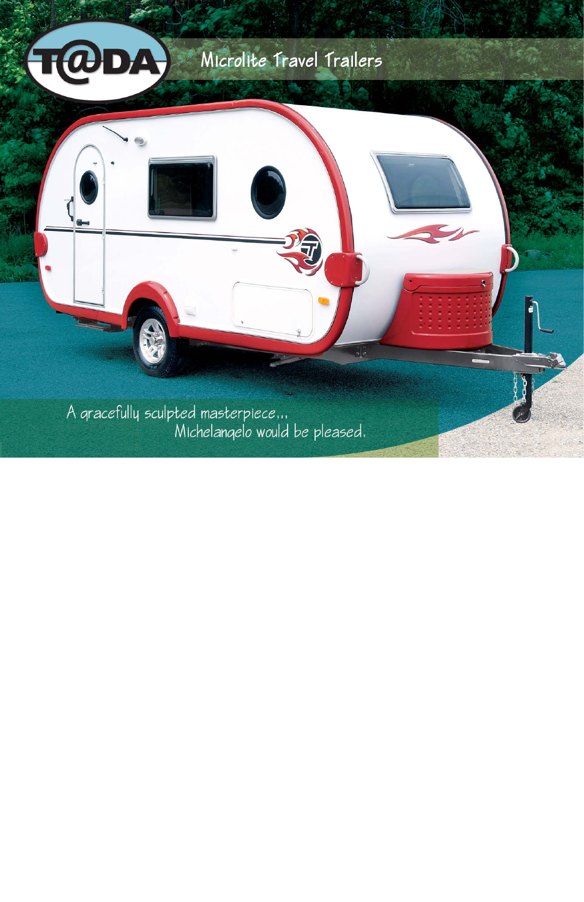# T@DA

## Microlite Travel Trailers

A gracefully sculpted masterpiece...
Michelangelo would be pleased.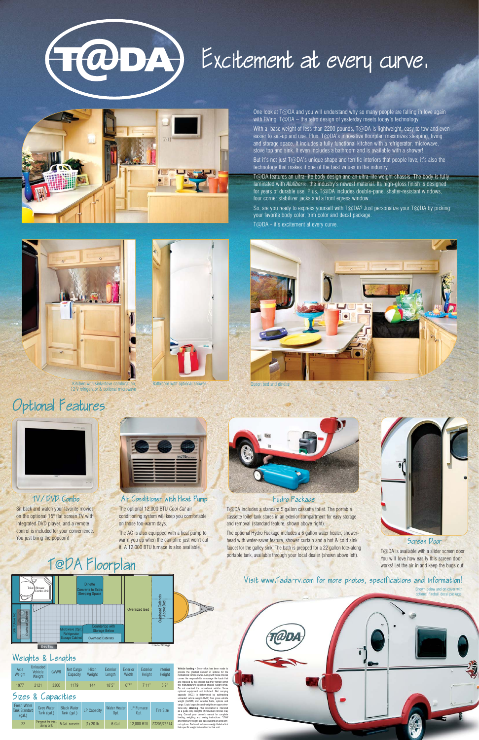# T@DA Excitement at every curve.

One look at T@DA and you will understand why so many people are falling in love again with RVing. T@DA – the retro design of yesterday meets today's technology.

With a base weight of less than 2200 pounds, T@DA is lightweight, easy to tow and even easier to set-up and use. Plus, T@DA's innovative floorplan maximizes sleeping, living and storage space. It includes a fully functional kitchen with a refrigerator, microwave, stove top and sink. It even includes a bathroom and is available with a shower!

But it's not just T@DA's unique shape and terrific interiors that people love; it's also the technology that makes it one of the best values in the industry.

T@DA features an ultra-lite body design and an ultra-lite weight chassis. The body is fully laminated with *Alufiber®*, the industry's newest material. Its high-gloss finish is designed for years of durable use. Plus, T@DA includes double-pane, shatter-resistant windows, four corner stabilizer jacks and a front egress window.

So, are you ready to express yourself with T@DA? Just personalize your T@DA by picking your favorite body color, trim color and decal package.

T@DA - it's excitement at every curve.

Kitchen with sink/stove combination, 12 V refrigerator & optional microwave

Bathroom with optional shower

Queen bed and dinette

## Optional Features

### TV/DVD Combo

Sit back and watch your favorite movies on the optional 15" flat screen TV with integrated DVD player, and a remote control is included for your convenience. You just bring the popcorn!

### Air Conditioner with Heat Pump

The optional 12,000 BTU *Cool Cat* air conditioning system will keep you comfortable on those too-warm days.

The AC is also equipped with a heat pump to warm you up when the campfire just won't cut it. A 12,000 BTU furnace is also available.

### Hydro Package

T@DA includes a standard 5 gallon cassette toilet. The portable cassette toilet tank stores in an exterior compartment for easy storage and removal (standard feature, shown above right).

The optional Hydro Package includes a 6 gallon water heater, shower-head with water-saver feature, shower curtain and a hot & cold sink faucet for the galley sink. The bath is prepped for a 22 gallon tote-along portable tank, available through your local dealer (shown above left).

### Screen Door

T@DA is available with a slider screen door. You will love how easily this screen door works! Let the air in and keep the bugs out!

## T@DA Floorplan

Toilet/Shower Combo Unit; Dinette Converts to Extra Sleeping Space; Oversized Bed; Overhead Cabinets Above Bed; Sink/Stove Top; Overhead Cabinets; Microwave (Opt.) Refrigerator Storage Cabinet; Countertop with Storage Below; Overhead Cabinets; Entry Step; Exterior Storage

Visit www.Tada-rv.com for more photos, specifications and information!

Shown below and on cover with optional Fireball decal package.

## Weights & Lengths

| Axle Weight | Unloaded Vehicle Weight | GVWR | Net Cargo Capacity | Hitch Weight | Exterior Length | Exterior Width | Exterior Height | Interior Height |
|---|---|---|---|---|---|---|---|---|
| 1977 | 2121 | 3300 | 1179 | 144 | 18'5" | 6'7" | 7'11" | 5'9" |

## Sizes & Capacities

| Fresh Water Tank Standard (gal.) | Grey Water Tank (gal.) | Black Water Tank (gal.) | LP Capacity | Water Heater Opt. | LP Furnace Opt. | Tire Size |
|---|---|---|---|---|---|---|
| 22 | Prepped for tote along tank | 5 Gal. cassette | (1) 20 lb. | 6 Gal. | 12,000 BTU | ST205/75R14 |

**Vehicle loading -** Every effort has been made to provide the greatest number of options for the recreational vehicle owner. Along with these choices comes the responsibility to manage the loads that are imposed by the choices that you remain within the manufacturer's specified chassis weight limits. Do not overload the recreational vehicle. Some optional equipment not included. Net carrying capacity (NCC) is determined by subtracting unloaded vehicle weight (UVW) from gross vehicle weight (GVWR) and includes fluids, options and cargo. Liquid capacities and weights are approximations only. **Warning -** This information is intended as a guide only. Weights of individual vehicles may vary. Consult your owner's manual for complete loading, weighing and towing instructions. *UVW and Hitch Dry Weight are base weights of units without options. Each unit includes a weight label which lists specific weight information for that unit.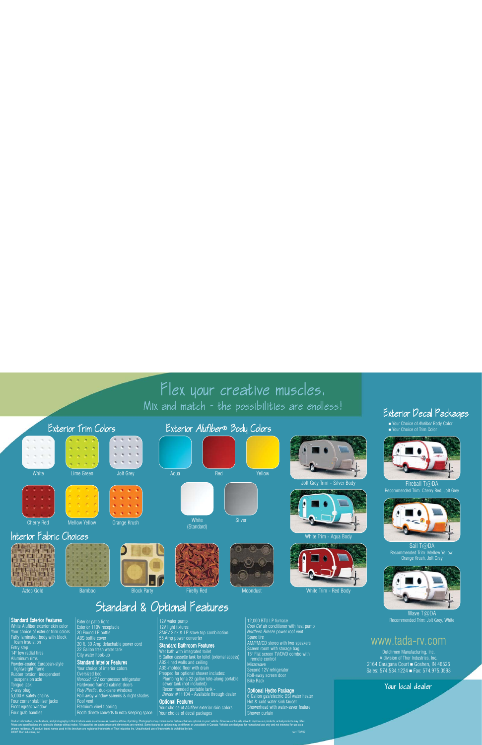# Flex your creative muscles.

## Mix and match - the possibilities are endless!

### Exterior Trim Colors

White

Lime Green

Jolt Grey

Cherry Red

Mellow Yellow

Orange Krush

### Exterior Alufiber® Body Colors

Aqua

Red

Yellow

White (Standard)

Silver

Jolt Grey Trim - Silver Body

White Trim - Aqua Body

White Trim - Red Body

### Interior Fabric Choices

Aztec Gold

Bamboo

Block Party

Firefly Red

Moondust

### Exterior Decal Packages

- Your Choice of *Alufiber* Body Color
- Your Choice of Trim Color

Fireball T@DA
Recommended Trim: Cherry Red, Jolt Grey

Sail T@DA
Recommended Trim: Mellow Yellow, Orange Krush, Jolt Grey

Wave T@DA
Recommended Trim: Jolt Grey, White

## Standard & Optional Features

**Standard Exterior Features**

White Alufiber exterior skin color
Your choice of exterior trim colors
Fully laminated body with block foam insulation
Entry step
14" low radial tires
Aluminum rims
Powder-coated European-style lightweight frame
Rubber torsion, independent suspension axle
Tongue jack
7-way plug
5,000# safety chains
Four corner stabilizer jacks
Front egress window
Four grab handles
Exterior patio light
Exterior 110V receptacle
20 Pound LP bottle
ABS bottle cover
20 ft. 30 Amp detachable power cord
22 Gallon fresh water tank
City water hook-up

**Standard Interior Features**

Your choice of interior colors
Oversized bed
*Norcold* 12V compressor refrigerator
Hardwood framed cabinet doors
*Poly Plastic*, duo-pane windows
Roll-away window screens & night shades
Roof vent
Premium vinyl flooring
Booth dinette converts to extra sleeping space
12V water pump
12V light fixtures
*SMEV* Sink & LP stove top combination
55 Amp power converter

**Standard Bathroom Features**

Wet bath with integrated toilet
5 Gallon cassette tank for toilet (external access)
ABS-lined walls and ceiling
ABS-molded floor with drain
Prepped for optional shower includes:
Plumbing for a 22 gallon tote-along portable sewer tank (not included)
Recommended portable tank - *Barker* #11104 - Available through dealer

**Optional Features**

Your choice of *Alufiber* exterior skin colors
Your choice of decal packages
12,000 BTU LP furnace
*Cool Cat* air conditioner with heat pump
*Northern Breeze* power roof vent
Spare tire
AM/FM/CD stereo with two speakers
Screen room with storage bag
15" Flat screen TV/DVD combo with remote control
Microwave
Second 12V refrigerator
Roll-away screen door
Bike Rack

**Optional Hydro Package**

6 Gallon gas/electric DSI water heater
Hot & cold water sink faucet
Showerhead with water-saver feature
Shower curtain

www.tada-rv.com

Dutchmen Manufacturing, Inc.
A division of Thor Industries, Inc.
2164 Caragana Court ■ Goshen, IN 46526
Sales: 574.534.1224 ■ Fax: 574.975.0593

Your local dealer

Product information, specifications, and photography in this brochure were as accurate as possible at time of printing. Photographs may contain some features that are optional on your vehicle. Since we continually strive to improve our products, actual products may differ. Prices and specifications are subject to change without notice. All capacities are approximate and dimensions are nominal. Some features or options may be different or unavailable in Canada. Vehicles are designed for recreational use only and not intended for use as a primary residence. All product brand names used in this brochure are registered trademarks of Thor Industries Inc. Unauthorized use of trademarks is prohibited by law.
©2007 Thor Industries, Inc.

rev1.TC7/07